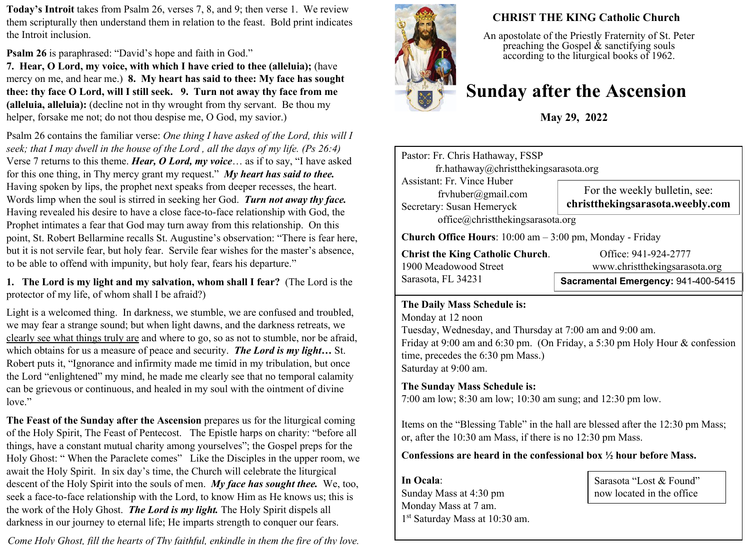**Today's Introit** takes from Psalm 26, verses 7, 8, and 9; then verse 1. We review them scripturally then understand them in relation to the feast. Bold print indicates the Introit inclusion.

**Psalm 26** is paraphrased: "David's hope and faith in God."
**7. Hear, O Lord, my voice, with which I have cried to thee (alleluia);** (have mercy on me, and hear me.) **8. My heart has said to thee: My face has sought thee: thy face O Lord, will I still seek. 9. Turn not away thy face from me (alleluia, alleluia):** (decline not in thy wrought from thy servant. Be thou my helper, forsake me not; do not thou despise me, O God, my savior.)

Psalm 26 contains the familiar verse: *One thing I have asked of the Lord, this will I seek; that I may dwell in the house of the Lord , all the days of my life. (Ps 26:4)* Verse 7 returns to this theme. ***Hear, O Lord, my voice***… as if to say, "I have asked for this one thing, in Thy mercy grant my request." ***My heart has said to thee.*** Having spoken by lips, the prophet next speaks from deeper recesses, the heart. Words limp when the soul is stirred in seeking her God. ***Turn not away thy face.*** Having revealed his desire to have a close face-to-face relationship with God, the Prophet intimates a fear that God may turn away from this relationship. On this point, St. Robert Bellarmine recalls St. Augustine's observation: "There is fear here, but it is not servile fear, but holy fear. Servile fear wishes for the master's absence, to be able to offend with impunity, but holy fear, fears his departure."

**1. The Lord is my light and my salvation, whom shall I fear?** (The Lord is the protector of my life, of whom shall I be afraid?)

Light is a welcomed thing. In darkness, we stumble, we are confused and troubled, we may fear a strange sound; but when light dawns, and the darkness retreats, we clearly see what things truly are and where to go, so as not to stumble, nor be afraid, which obtains for us a measure of peace and security. ***The Lord is my light…*** St. Robert puts it, "Ignorance and infirmity made me timid in my tribulation, but once the Lord "enlightened" my mind, he made me clearly see that no temporal calamity can be grievous or continuous, and healed in my soul with the ointment of divine love."

**The Feast of the Sunday after the Ascension** prepares us for the liturgical coming of the Holy Spirit, The Feast of Pentecost. The Epistle harps on charity: "before all things, have a constant mutual charity among yourselves"; the Gospel preps for the Holy Ghost: " When the Paraclete comes" Like the Disciples in the upper room, we await the Holy Spirit. In six day's time, the Church will celebrate the liturgical descent of the Holy Spirit into the souls of men. ***My face has sought thee.*** We, too, seek a face-to-face relationship with the Lord, to know Him as He knows us; this is the work of the Holy Ghost. ***The Lord is my light.*** The Holy Spirit dispels all darkness in our journey to eternal life; He imparts strength to conquer our fears.

*Come Holy Ghost, fill the hearts of Thy faithful, enkindle in them the fire of thy love.*

**CHRIST THE KING Catholic Church**

An apostolate of the Priestly Fraternity of St. Peter preaching the Gospel & sanctifying souls according to the liturgical books of 1962.

# Sunday after the Ascension

**May 29, 2022**

Pastor: Fr. Chris Hathaway, FSSP
fr.hathaway@christthekingsarasota.org
Assistant: Fr. Vince Huber
frvhuber@gmail.com
Secretary: Susan Hemeryck
office@christthekingsarasota.org

For the weekly bulletin, see: **christthekingsarasota.weebly.com**

**Church Office Hours**: 10:00 am – 3:00 pm, Monday - Friday

**Christ the King Catholic Church**.
1900 Meadowood Street
Sarasota, FL 34231

Office: 941-924-2777
www.christthekingsarasota.org

**Sacramental Emergency:** 941-400-5415

**The Daily Mass Schedule is:**
Monday at 12 noon
Tuesday, Wednesday, and Thursday at 7:00 am and 9:00 am.
Friday at 9:00 am and 6:30 pm. (On Friday, a 5:30 pm Holy Hour & confession time, precedes the 6:30 pm Mass.)
Saturday at 9:00 am.

**The Sunday Mass Schedule is:**
7:00 am low; 8:30 am low; 10:30 am sung; and 12:30 pm low.

Items on the "Blessing Table" in the hall are blessed after the 12:30 pm Mass; or, after the 10:30 am Mass, if there is no 12:30 pm Mass.

**Confessions are heard in the confessional box ½ hour before Mass.**

**In Ocala**:
Sunday Mass at 4:30 pm
Monday Mass at 7 am.
1st Saturday Mass at 10:30 am.

Sarasota "Lost & Found" now located in the office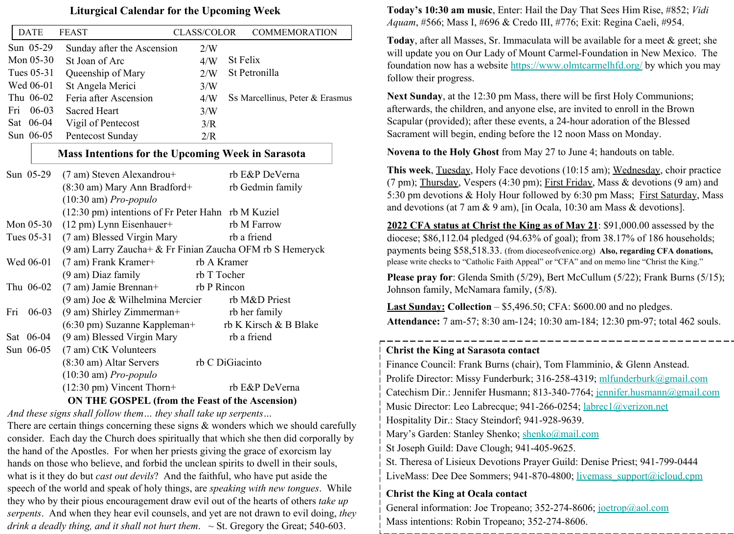## Liturgical Calendar for the Upcoming Week

| DATE | FEAST | CLASS/COLOR | COMMEMORATION |
|---|---|---|---|
| Sun 05-29 | Sunday after the Ascension | 2/W | |
| Mon 05-30 | St Joan of Arc | 4/W | St Felix |
| Tues 05-31 | Queenship of Mary | 2/W | St Petronilla |
| Wed 06-01 | St Angela Merici | 3/W | |
| Thu 06-02 | Feria after Ascension | 4/W | Ss Marcellinus, Peter & Erasmus |
| Fri 06-03 | Sacred Heart | 3/W | |
| Sat 06-04 | Vigil of Pentecost | 3/R | |
| Sun 06-05 | Pentecost Sunday | 2/R | |

## Mass Intentions for the Upcoming Week in Sarasota

| | | |
|---|---|---|
| Sun 05-29 | (7 am) Steven Alexandrou+ | rb E&P DeVerna |
| | (8:30 am) Mary Ann Bradford+ | rb Gedmin family |
| | (10:30 am) *Pro-populo* | |
| | (12:30 pm) intentions of Fr Peter Hahn | rb M Kuziel |
| Mon 05-30 | (12 pm) Lynn Eisenhauer+ | rb M Farrow |
| Tues 05-31 | (7 am) Blessed Virgin Mary | rb a friend |
| | (9 am) Larry Zaucha+ & Fr Finian Zaucha OFM | rb S Hemeryck |
| Wed 06-01 | (7 am) Frank Kramer+ | rb A Kramer |
| | (9 am) Diaz family | rb T Tocher |
| Thu 06-02 | (7 am) Jamie Brennan+ | rb P Rincon |
| | (9 am) Joe & Wilhelmina Mercier | rb M&D Priest |
| Fri 06-03 | (9 am) Shirley Zimmerman+ | rb her family |
| | (6:30 pm) Suzanne Kappleman+ | rb K Kirsch & B Blake |
| Sat 06-04 | (9 am) Blessed Virgin Mary | rb a friend |
| Sun 06-05 | (7 am) CtK Volunteers | |
| | (8:30 am) Altar Servers | rb C DiGiacinto |
| | (10:30 am) *Pro-populo* | |
| | (12:30 pm) Vincent Thorn+ | rb E&P DeVerna |

### ON THE GOSPEL (from the Feast of the Ascension)

*And these signs shall follow them… they shall take up serpents…*

There are certain things concerning these signs & wonders which we should carefully consider. Each day the Church does spiritually that which she then did corporally by the hand of the Apostles. For when her priests giving the grace of exorcism lay hands on those who believe, and forbid the unclean spirits to dwell in their souls, what is it they do but *cast out devils*? And the faithful, who have put aside the speech of the world and speak of holy things, are *speaking with new tongues*. While they who by their pious encouragement draw evil out of the hearts of others *take up serpents*. And when they hear evil counsels, and yet are not drawn to evil doing, *they drink a deadly thing, and it shall not hurt them*. ~ St. Gregory the Great; 540-603.

**Today's 10:30 am music**, Enter: Hail the Day That Sees Him Rise, #852; *Vidi Aquam*, #566; Mass I, #696 & Credo III, #776; Exit: Regina Caeli, #954.

**Today**, after all Masses, Sr. Immaculata will be available for a meet & greet; she will update you on Our Lady of Mount Carmel-Foundation in New Mexico. The foundation now has a website https://www.olmtcarmelhfd.org/ by which you may follow their progress.

**Next Sunday**, at the 12:30 pm Mass, there will be first Holy Communions; afterwards, the children, and anyone else, are invited to enroll in the Brown Scapular (provided); after these events, a 24-hour adoration of the Blessed Sacrament will begin, ending before the 12 noon Mass on Monday.

**Novena to the Holy Ghost** from May 27 to June 4; handouts on table.

**This week**, Tuesday, Holy Face devotions (10:15 am); Wednesday, choir practice (7 pm); Thursday, Vespers (4:30 pm); First Friday, Mass & devotions (9 am) and 5:30 pm devotions & Holy Hour followed by 6:30 pm Mass; First Saturday, Mass and devotions (at 7 am & 9 am), [in Ocala, 10:30 am Mass & devotions].

**2022 CFA status at Christ the King as of May 21**: $91,000.00 assessed by the diocese; $86,112.04 pledged (94.63% of goal); from 38.17% of 186 households; payments being $58,518.33. (from dioceseofvenice.org) **Also, regarding CFA donations,** please write checks to "Catholic Faith Appeal" or "CFA" and on memo line "Christ the King."

**Please pray for**: Glenda Smith (5/29), Bert McCullum (5/22); Frank Burns (5/15); Johnson family, McNamara family, (5/8).

**Last Sunday: Collection** – $5,496.50; CFA: $600.00 and no pledges.

**Attendance:** 7 am-57; 8:30 am-124; 10:30 am-184; 12:30 pm-97; total 462 souls.

**Christ the King at Sarasota contact**

Finance Council: Frank Burns (chair), Tom Flamminio, & Glenn Anstead.
Prolife Director: Missy Funderburk; 316-258-4319; mlfunderburk@gmail.com
Catechism Dir.: Jennifer Husmann; 813-340-7764; jennifer.husmann@gmail.com
Music Director: Leo Labrecque; 941-266-0254; labrec1@verizon.net
Hospitality Dir.: Stacy Steindorf; 941-928-9639.
Mary's Garden: Stanley Shenko; shenko@mail.com
St Joseph Guild: Dave Clough; 941-405-9625.
St. Theresa of Lisieux Devotions Prayer Guild: Denise Priest; 941-799-0444
LiveMass: Dee Dee Sommers; 941-870-4800; livemass_support@icloud.cpm

**Christ the King at Ocala contact**

General information: Joe Tropeano; 352-274-8606; joetrop@aol.com
Mass intentions: Robin Tropeano; 352-274-8606.